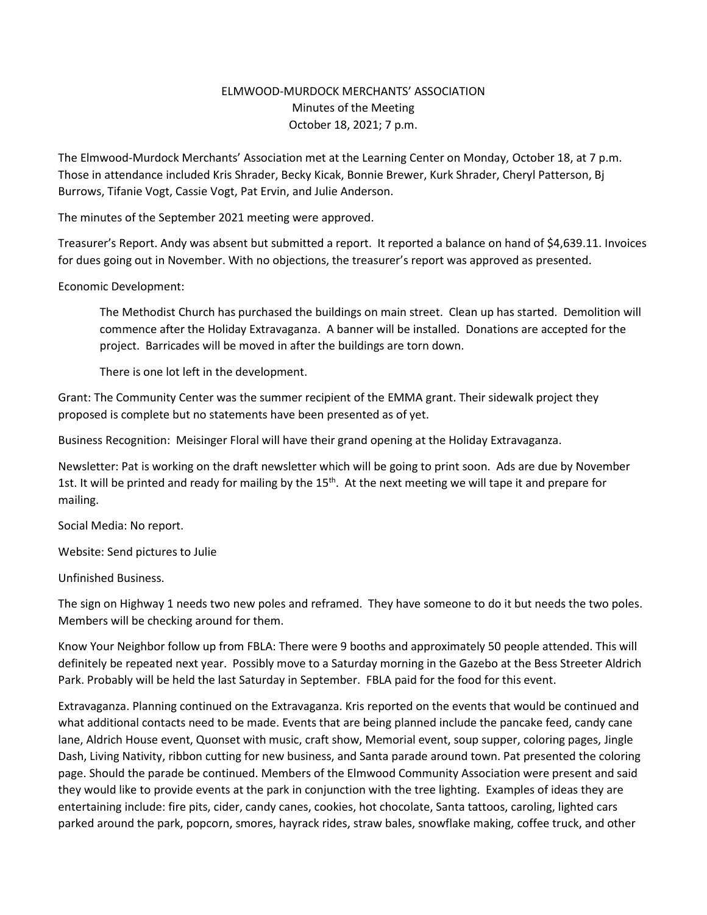# ELMWOOD-MURDOCK MERCHANTS' ASSOCIATION

Minutes of the Meeting

October 18, 2021; 7 p.m.

The Elmwood-Murdock Merchants' Association met at the Learning Center on Monday, October 18, at 7 p.m. Those in attendance included Kris Shrader, Becky Kicak, Bonnie Brewer, Kurk Shrader, Cheryl Patterson, Bj Burrows, Tifanie Vogt, Cassie Vogt, Pat Ervin, and Julie Anderson.

The minutes of the September 2021 meeting were approved.

Treasurer's Report. Andy was absent but submitted a report. It reported a balance on hand of $4,639.11. Invoices for dues going out in November. With no objections, the treasurer's report was approved as presented.

Economic Development:

> The Methodist Church has purchased the buildings on main street. Clean up has started. Demolition will commence after the Holiday Extravaganza. A banner will be installed. Donations are accepted for the project. Barricades will be moved in after the buildings are torn down.
>
> There is one lot left in the development.

Grant: The Community Center was the summer recipient of the EMMA grant. Their sidewalk project they proposed is complete but no statements have been presented as of yet.

Business Recognition: Meisinger Floral will have their grand opening at the Holiday Extravaganza.

Newsletter: Pat is working on the draft newsletter which will be going to print soon. Ads are due by November 1st. It will be printed and ready for mailing by the 15th. At the next meeting we will tape it and prepare for mailing.

Social Media: No report.

Website: Send pictures to Julie

Unfinished Business.

The sign on Highway 1 needs two new poles and reframed. They have someone to do it but needs the two poles. Members will be checking around for them.

Know Your Neighbor follow up from FBLA: There were 9 booths and approximately 50 people attended. This will definitely be repeated next year. Possibly move to a Saturday morning in the Gazebo at the Bess Streeter Aldrich Park. Probably will be held the last Saturday in September. FBLA paid for the food for this event.

Extravaganza. Planning continued on the Extravaganza. Kris reported on the events that would be continued and what additional contacts need to be made. Events that are being planned include the pancake feed, candy cane lane, Aldrich House event, Quonset with music, craft show, Memorial event, soup supper, coloring pages, Jingle Dash, Living Nativity, ribbon cutting for new business, and Santa parade around town. Pat presented the coloring page. Should the parade be continued. Members of the Elmwood Community Association were present and said they would like to provide events at the park in conjunction with the tree lighting. Examples of ideas they are entertaining include: fire pits, cider, candy canes, cookies, hot chocolate, Santa tattoos, caroling, lighted cars parked around the park, popcorn, smores, hayrack rides, straw bales, snowflake making, coffee truck, and other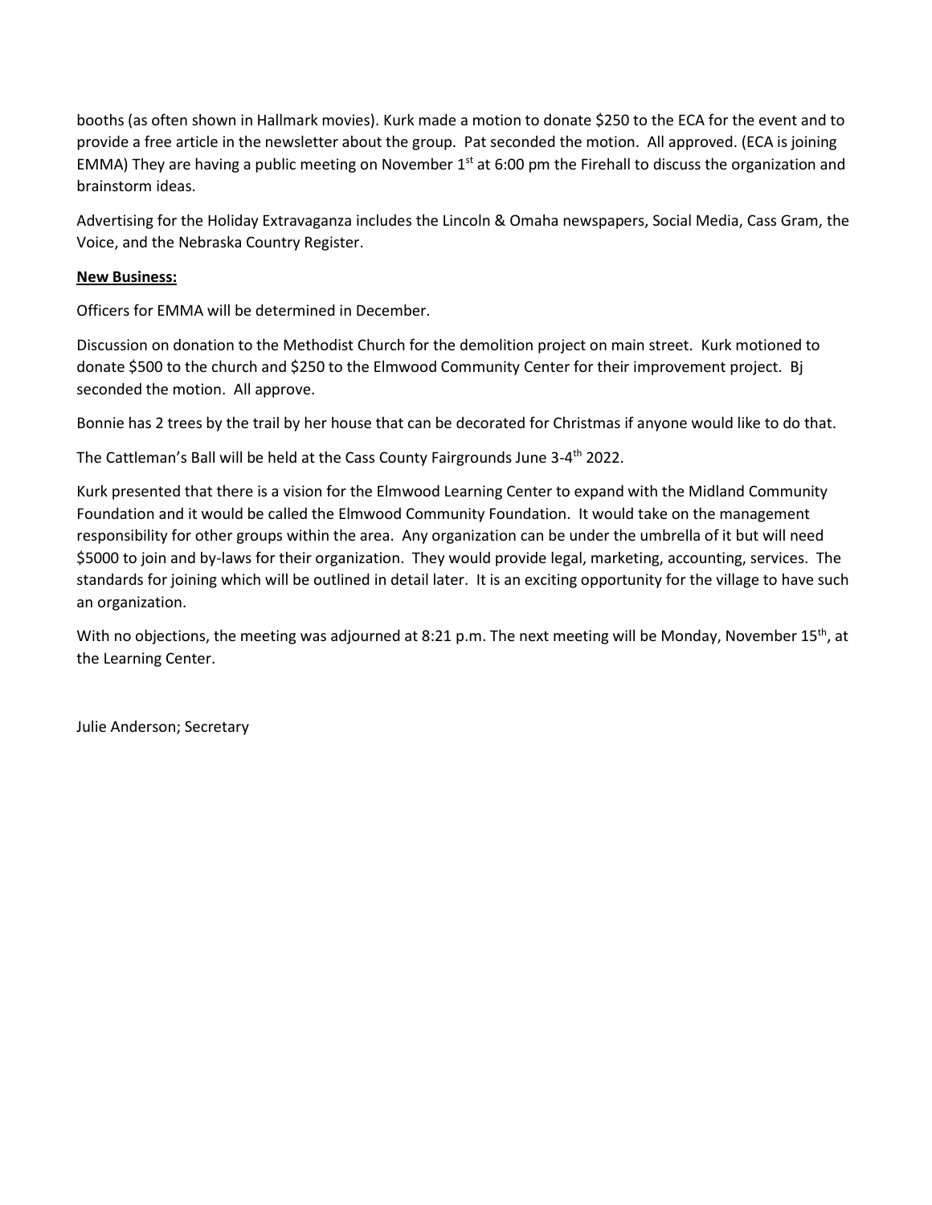booths (as often shown in Hallmark movies). Kurk made a motion to donate $250 to the ECA for the event and to provide a free article in the newsletter about the group. Pat seconded the motion. All approved. (ECA is joining EMMA) They are having a public meeting on November 1st at 6:00 pm the Firehall to discuss the organization and brainstorm ideas.

Advertising for the Holiday Extravaganza includes the Lincoln & Omaha newspapers, Social Media, Cass Gram, the Voice, and the Nebraska Country Register.

**New Business:**

Officers for EMMA will be determined in December.

Discussion on donation to the Methodist Church for the demolition project on main street. Kurk motioned to donate $500 to the church and $250 to the Elmwood Community Center for their improvement project. Bj seconded the motion. All approve.

Bonnie has 2 trees by the trail by her house that can be decorated for Christmas if anyone would like to do that.

The Cattleman's Ball will be held at the Cass County Fairgrounds June 3-4th 2022.

Kurk presented that there is a vision for the Elmwood Learning Center to expand with the Midland Community Foundation and it would be called the Elmwood Community Foundation. It would take on the management responsibility for other groups within the area. Any organization can be under the umbrella of it but will need $5000 to join and by-laws for their organization. They would provide legal, marketing, accounting, services. The standards for joining which will be outlined in detail later. It is an exciting opportunity for the village to have such an organization.

With no objections, the meeting was adjourned at 8:21 p.m. The next meeting will be Monday, November 15th, at the Learning Center.

Julie Anderson; Secretary